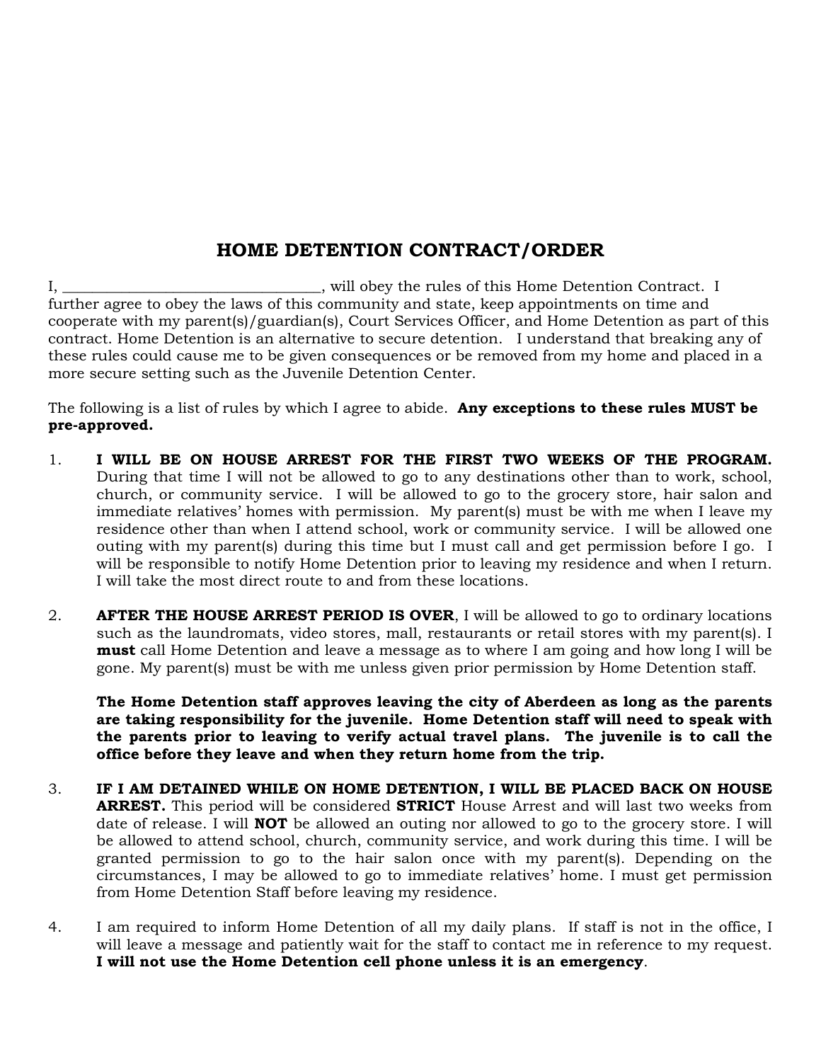# HOME DETENTION CONTRACT/ORDER

I, __________________________________, will obey the rules of this Home Detention Contract. I further agree to obey the laws of this community and state, keep appointments on time and cooperate with my parent(s)/guardian(s), Court Services Officer, and Home Detention as part of this contract. Home Detention is an alternative to secure detention. I understand that breaking any of these rules could cause me to be given consequences or be removed from my home and placed in a more secure setting such as the Juvenile Detention Center.

The following is a list of rules by which I agree to abide. **Any exceptions to these rules MUST be pre-approved.**

1. **I WILL BE ON HOUSE ARREST FOR THE FIRST TWO WEEKS OF THE PROGRAM.** During that time I will not be allowed to go to any destinations other than to work, school, church, or community service. I will be allowed to go to the grocery store, hair salon and immediate relatives' homes with permission. My parent(s) must be with me when I leave my residence other than when I attend school, work or community service. I will be allowed one outing with my parent(s) during this time but I must call and get permission before I go. I will be responsible to notify Home Detention prior to leaving my residence and when I return. I will take the most direct route to and from these locations.

2. **AFTER THE HOUSE ARREST PERIOD IS OVER**, I will be allowed to go to ordinary locations such as the laundromats, video stores, mall, restaurants or retail stores with my parent(s). I **must** call Home Detention and leave a message as to where I am going and how long I will be gone. My parent(s) must be with me unless given prior permission by Home Detention staff.

   **The Home Detention staff approves leaving the city of Aberdeen as long as the parents are taking responsibility for the juvenile. Home Detention staff will need to speak with the parents prior to leaving to verify actual travel plans. The juvenile is to call the office before they leave and when they return home from the trip.**

3. **IF I AM DETAINED WHILE ON HOME DETENTION, I WILL BE PLACED BACK ON HOUSE ARREST.** This period will be considered **STRICT** House Arrest and will last two weeks from date of release. I will **NOT** be allowed an outing nor allowed to go to the grocery store. I will be allowed to attend school, church, community service, and work during this time. I will be granted permission to go to the hair salon once with my parent(s). Depending on the circumstances, I may be allowed to go to immediate relatives' home. I must get permission from Home Detention Staff before leaving my residence.

4. I am required to inform Home Detention of all my daily plans. If staff is not in the office, I will leave a message and patiently wait for the staff to contact me in reference to my request. **I will not use the Home Detention cell phone unless it is an emergency**.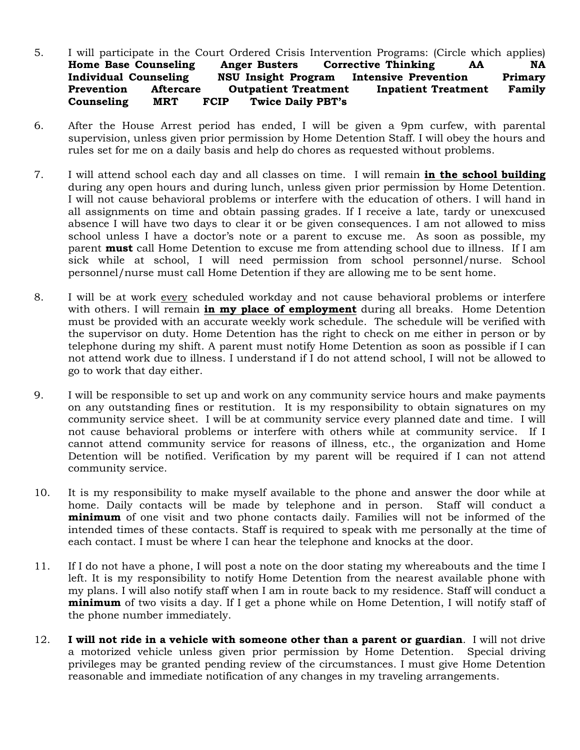5. I will participate in the Court Ordered Crisis Intervention Programs: (Circle which applies) **Home Base Counseling Anger Busters Corrective Thinking AA NA Individual Counseling NSU Insight Program Intensive Prevention Primary Prevention Aftercare Outpatient Treatment Inpatient Treatment Family Counseling MRT FCIP Twice Daily PBT's**

6. After the House Arrest period has ended, I will be given a 9pm curfew, with parental supervision, unless given prior permission by Home Detention Staff. I will obey the hours and rules set for me on a daily basis and help do chores as requested without problems.

7. I will attend school each day and all classes on time. I will remain **<u>in the school building</u>** during any open hours and during lunch, unless given prior permission by Home Detention. I will not cause behavioral problems or interfere with the education of others. I will hand in all assignments on time and obtain passing grades. If I receive a late, tardy or unexcused absence I will have two days to clear it or be given consequences. I am not allowed to miss school unless I have a doctor's note or a parent to excuse me. As soon as possible, my parent **must** call Home Detention to excuse me from attending school due to illness. If I am sick while at school, I will need permission from school personnel/nurse. School personnel/nurse must call Home Detention if they are allowing me to be sent home.

8. I will be at work <u>every</u> scheduled workday and not cause behavioral problems or interfere with others. I will remain **<u>in my place of employment</u>** during all breaks. Home Detention must be provided with an accurate weekly work schedule. The schedule will be verified with the supervisor on duty. Home Detention has the right to check on me either in person or by telephone during my shift. A parent must notify Home Detention as soon as possible if I can not attend work due to illness. I understand if I do not attend school, I will not be allowed to go to work that day either.

9. I will be responsible to set up and work on any community service hours and make payments on any outstanding fines or restitution. It is my responsibility to obtain signatures on my community service sheet. I will be at community service every planned date and time. I will not cause behavioral problems or interfere with others while at community service. If I cannot attend community service for reasons of illness, etc., the organization and Home Detention will be notified. Verification by my parent will be required if I can not attend community service.

10. It is my responsibility to make myself available to the phone and answer the door while at home. Daily contacts will be made by telephone and in person. Staff will conduct a **minimum** of one visit and two phone contacts daily. Families will not be informed of the intended times of these contacts. Staff is required to speak with me personally at the time of each contact. I must be where I can hear the telephone and knocks at the door.

11. If I do not have a phone, I will post a note on the door stating my whereabouts and the time I left. It is my responsibility to notify Home Detention from the nearest available phone with my plans. I will also notify staff when I am in route back to my residence. Staff will conduct a **minimum** of two visits a day. If I get a phone while on Home Detention, I will notify staff of the phone number immediately.

12. **I will not ride in a vehicle with someone other than a parent or guardian**. I will not drive a motorized vehicle unless given prior permission by Home Detention. Special driving privileges may be granted pending review of the circumstances. I must give Home Detention reasonable and immediate notification of any changes in my traveling arrangements.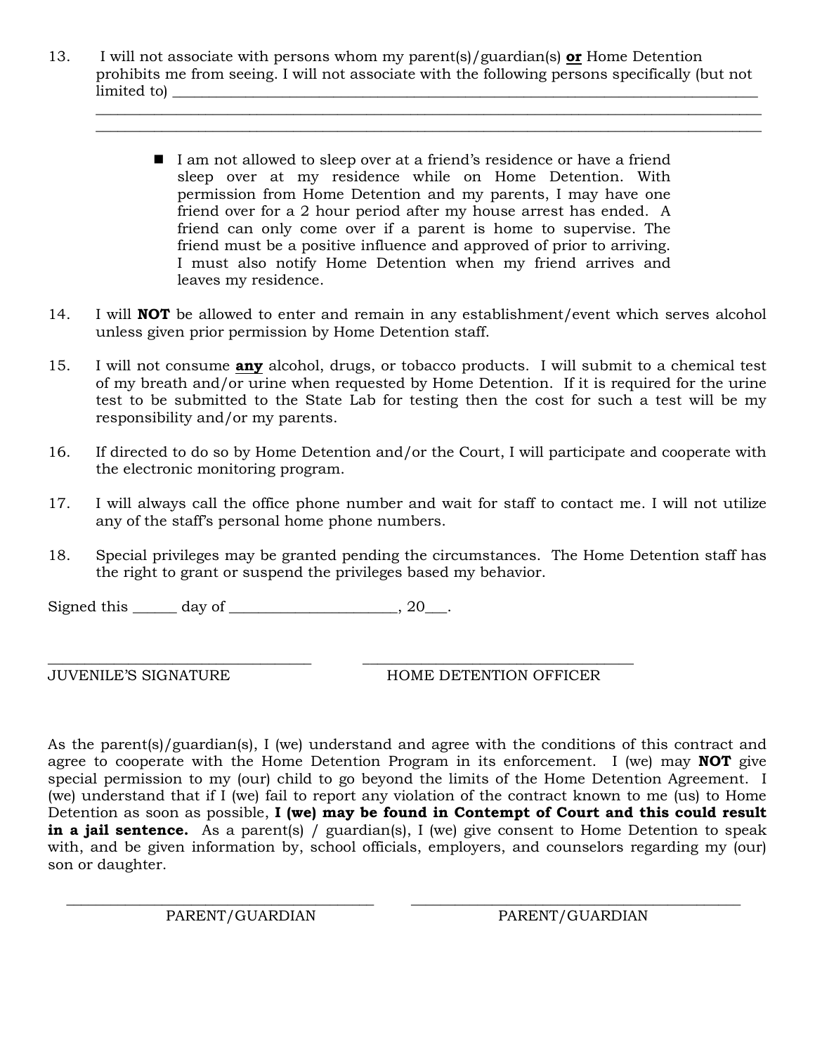13. I will not associate with persons whom my parent(s)/guardian(s) **or** Home Detention prohibits me from seeing. I will not associate with the following persons specifically (but not limited to) ______________________________________________________________________________
_______________________________________________________________________________________
_______________________________________________________________________________________

   - I am not allowed to sleep over at a friend's residence or have a friend sleep over at my residence while on Home Detention. With permission from Home Detention and my parents, I may have one friend over for a 2 hour period after my house arrest has ended. A friend can only come over if a parent is home to supervise. The friend must be a positive influence and approved of prior to arriving. I must also notify Home Detention when my friend arrives and leaves my residence.

14. I will **NOT** be allowed to enter and remain in any establishment/event which serves alcohol unless given prior permission by Home Detention staff.

15. I will not consume **any** alcohol, drugs, or tobacco products. I will submit to a chemical test of my breath and/or urine when requested by Home Detention. If it is required for the urine test to be submitted to the State Lab for testing then the cost for such a test will be my responsibility and/or my parents.

16. If directed to do so by Home Detention and/or the Court, I will participate and cooperate with the electronic monitoring program.

17. I will always call the office phone number and wait for staff to contact me. I will not utilize any of the staff's personal home phone numbers.

18. Special privileges may be granted pending the circumstances. The Home Detention staff has the right to grant or suspend the privileges based my behavior.

Signed this ______ day of ______________________, 20___.

___________________________________ ___________________________________
JUVENILE'S SIGNATURE HOME DETENTION OFFICER

As the parent(s)/guardian(s), I (we) understand and agree with the conditions of this contract and agree to cooperate with the Home Detention Program in its enforcement. I (we) may **NOT** give special permission to my (our) child to go beyond the limits of the Home Detention Agreement. I (we) understand that if I (we) fail to report any violation of the contract known to me (us) to Home Detention as soon as possible, **I (we) may be found in Contempt of Court and this could result in a jail sentence.** As a parent(s) / guardian(s), I (we) give consent to Home Detention to speak with, and be given information by, school officials, employers, and counselors regarding my (our) son or daughter.

________________________________________ ________________________________________
PARENT/GUARDIAN PARENT/GUARDIAN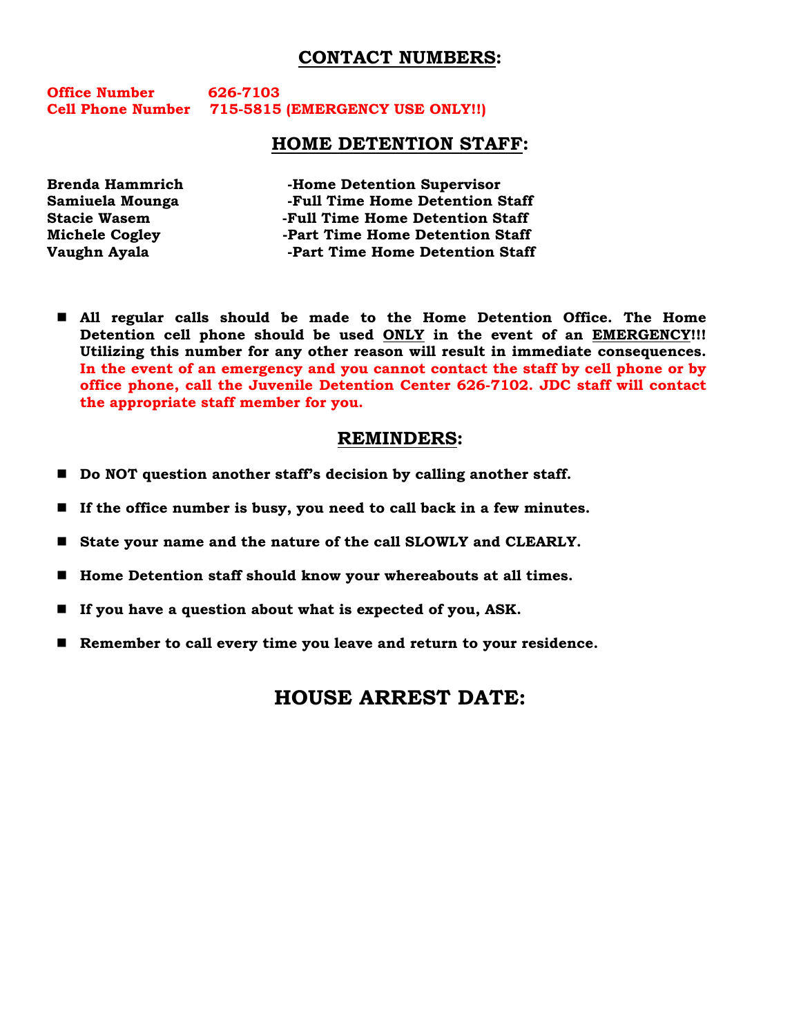## CONTACT NUMBERS:

**Office Number 626-7103**
**Cell Phone Number 715-5815 (EMERGENCY USE ONLY!!)**

## HOME DETENTION STAFF:

**Brenda Hammrich** -Home Detention Supervisor
**Samiuela Mounga** -Full Time Home Detention Staff
**Stacie Wasem** -Full Time Home Detention Staff
**Michele Cogley** -Part Time Home Detention Staff
**Vaughn Ayala** -Part Time Home Detention Staff

- **All regular calls should be made to the Home Detention Office. The Home Detention cell phone should be used ONLY in the event of an EMERGENCY!!! Utilizing this number for any other reason will result in immediate consequences. In the event of an emergency and you cannot contact the staff by cell phone or by office phone, call the Juvenile Detention Center 626-7102. JDC staff will contact the appropriate staff member for you.**

## REMINDERS:

- **Do NOT question another staff's decision by calling another staff.**
- **If the office number is busy, you need to call back in a few minutes.**
- **State your name and the nature of the call SLOWLY and CLEARLY.**
- **Home Detention staff should know your whereabouts at all times.**
- **If you have a question about what is expected of you, ASK.**
- **Remember to call every time you leave and return to your residence.**

# HOUSE ARREST DATE: